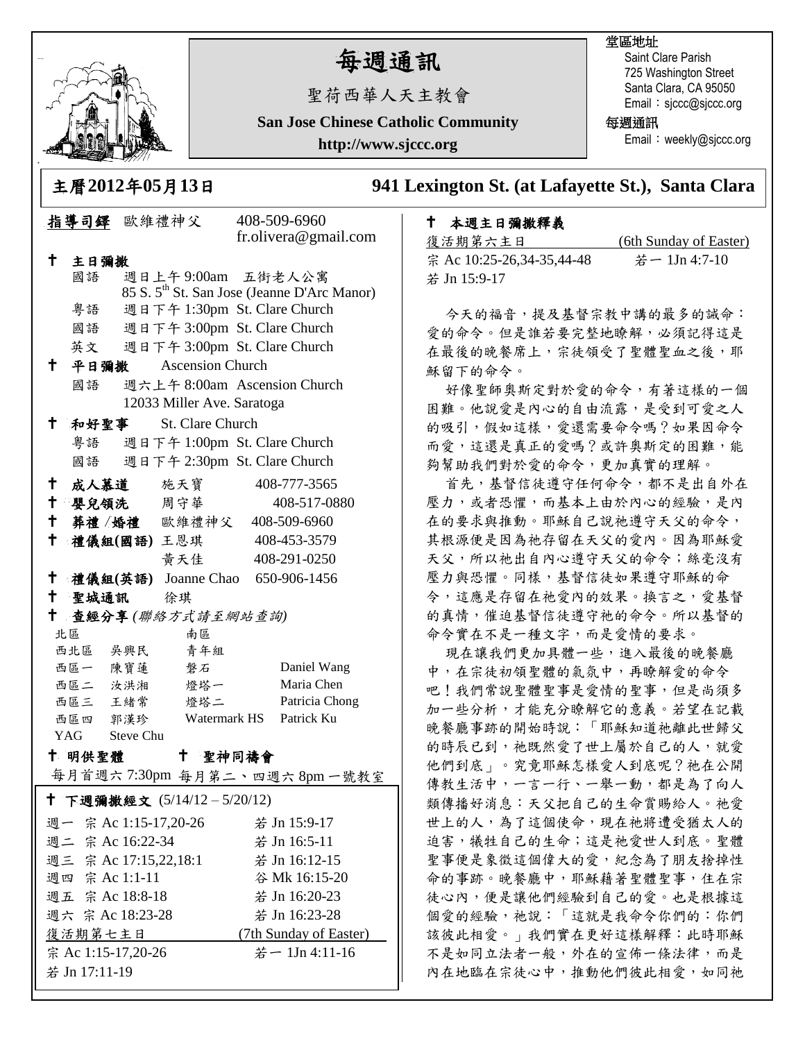# 每週通訊

聖荷西華人天主教會

**San Jose Chinese Catholic Community**

**http://www.sjccc.org**

堂區地址
Saint Clare Parish
725 Washington Street
Santa Clara, CA 95050
Email：sjccc@sjccc.org

每週通訊
Email：weekly@sjccc.org

**主曆2012年05月13日** **941 Lexington St. (at Lafayette St.), Santa Clara**

**指導司鐸** 歐維禮神父 408-509-6960 fr.olivera@gmail.com

✝ **主日彌撒**
- 國語 週日上午 9:00am 五街老人公寓 85 S. 5th St. San Jose (Jeanne D'Arc Manor)
- 粵語 週日下午 1:30pm St. Clare Church
- 國語 週日下午 3:00pm St. Clare Church
- 英文 週日下午 3:00pm St. Clare Church

✝ **平日彌撒** Ascension Church
- 國語 週六上午 8:00am Ascension Church 12033 Miller Ave. Saratoga

✝ **和好聖事** St. Clare Church
- 粵語 週日下午 1:00pm St. Clare Church
- 國語 週日下午 2:30pm St. Clare Church

✝ **成人慕道** 施天寶 408-777-3565
✝ **嬰兒領洗** 周守華 408-517-0880
✝ **葬禮 /婚禮** 歐維禮神父 408-509-6960
✝ **禮儀組(國語)** 王恩琪 408-453-3579 ／ 黃天佳 408-291-0250
✝ **禮儀組(英語)** Joanne Chao 650-906-1456
✝ **聖城通訊** 徐琪
✝ **查經分享** *(聯絡方式請至網站查詢)*

| 北區 | | 南區 | | |
|---|---|---|---|---|
| 西北區 | 吳興民 | 青年組 | | |
| 西區一 | 陳寶蓮 | 磐石 | | Daniel Wang |
| 西區二 | 汝洪湘 | 燈塔一 | | Maria Chen |
| 西區三 | 王緒常 | 燈塔二 | | Patricia Chong |
| 西區四 | 郭漢珍 | Watermark HS | | Patrick Ku |
| YAG | Steve Chu | | | |

✝ **明供聖體** ✝ **聖神同禱會**

每月首週六 7:30pm 每月第二、四週六 8pm 一號教室

✝ **下週彌撒經文** (5/14/12 – 5/20/12)

| | | |
|---|---|---|
| 週一 | 宗 Ac 1:15-17,20-26 | 若 Jn 15:9-17 |
| 週二 | 宗 Ac 16:22-34 | 若 Jn 16:5-11 |
| 週三 | 宗 Ac 17:15,22,18:1 | 若 Jn 16:12-15 |
| 週四 | 宗 Ac 1:1-11 | 谷 Mk 16:15-20 |
| 週五 | 宗 Ac 18:8-18 | 若 Jn 16:20-23 |
| 週六 | 宗 Ac 18:23-28 | 若 Jn 16:23-28 |

復活期第七主日 (7th Sunday of Easter)
宗 Ac 1:15-17,20-26 若一 1Jn 4:11-16
若 Jn 17:11-19

✝ **本週主日彌撒釋義**

復活期第六主日 (6th Sunday of Easter)
宗 Ac 10:25-26,34-35,44-48 若一 1Jn 4:7-10
若 Jn 15:9-17

今天的福音，提及基督宗教中講的最多的誡命：愛的命令。但是誰若要完整地瞭解，必須記得這是在最後的晚餐席上，宗徒領受了聖體聖血之後，耶穌留下的命令。

好像聖師奧斯定對於愛的命令，有著這樣的一個困難。他說愛是內心的自由流露，是受到可愛之人的吸引，假如這樣，愛還需要命令嗎？如果因命令而愛，這還是真正的愛嗎？或許奧斯定的困難，能夠幫助我們對於愛的命令，更加真實的理解。

首先，基督信徒遵守任何命令，都不是出自外在壓力，或者恐懼，而基本上由於內心的經驗，是內在的要求與推動。耶穌自己說祂遵守天父的命令，其根源便是因為祂存留在天父的愛內。因為耶穌愛天父，所以祂出自內心遵守天父的命令；絲毫沒有壓力與恐懼。同樣，基督信徒如果遵守耶穌的命令，這應是存留在祂愛內的效果。換言之，愛基督的真情，催迫基督信徒遵守祂的命令。所以基督的命令實在不是一種文字，而是愛情的要求。

現在讓我們更加具體一些，進入最後的晚餐廳中，在宗徒初領聖體的氣氛中，再瞭解愛的命令吧！我們常說聖體聖事是愛情的聖事，但是尚須多加一些分析，才能充分瞭解它的意義。若望在記載晚餐廳事跡的開始時說：「耶穌知道祂離此世歸父的時辰已到，祂既然愛了世上屬於自己的人，就愛他們到底」。究竟耶穌怎樣愛人到底呢？祂在公開傳教生活中，一言一行、一舉一動，都是為了向人類傳播好消息：天父把自己的生命賞賜給人。祂愛世上的人，為了這個使命，現在祂將遭受猶太人的迫害，犧牲自己的生命；這是祂愛世人到底。聖體聖事便是象徵這個偉大的愛，紀念為了朋友捨掉性命的事跡。晚餐廳中，耶穌藉著聖體聖事，住在宗徒心內，便是讓他們經驗到自己的愛。也是根據這個愛的經驗，祂說：「這就是我命令你們的：你們該彼此相愛。」我們實在更好這樣解釋：此時耶穌不是如同立法者一般，外在的宣佈一條法律，而是內在地臨在宗徒心中，推動他們彼此相愛，如同祂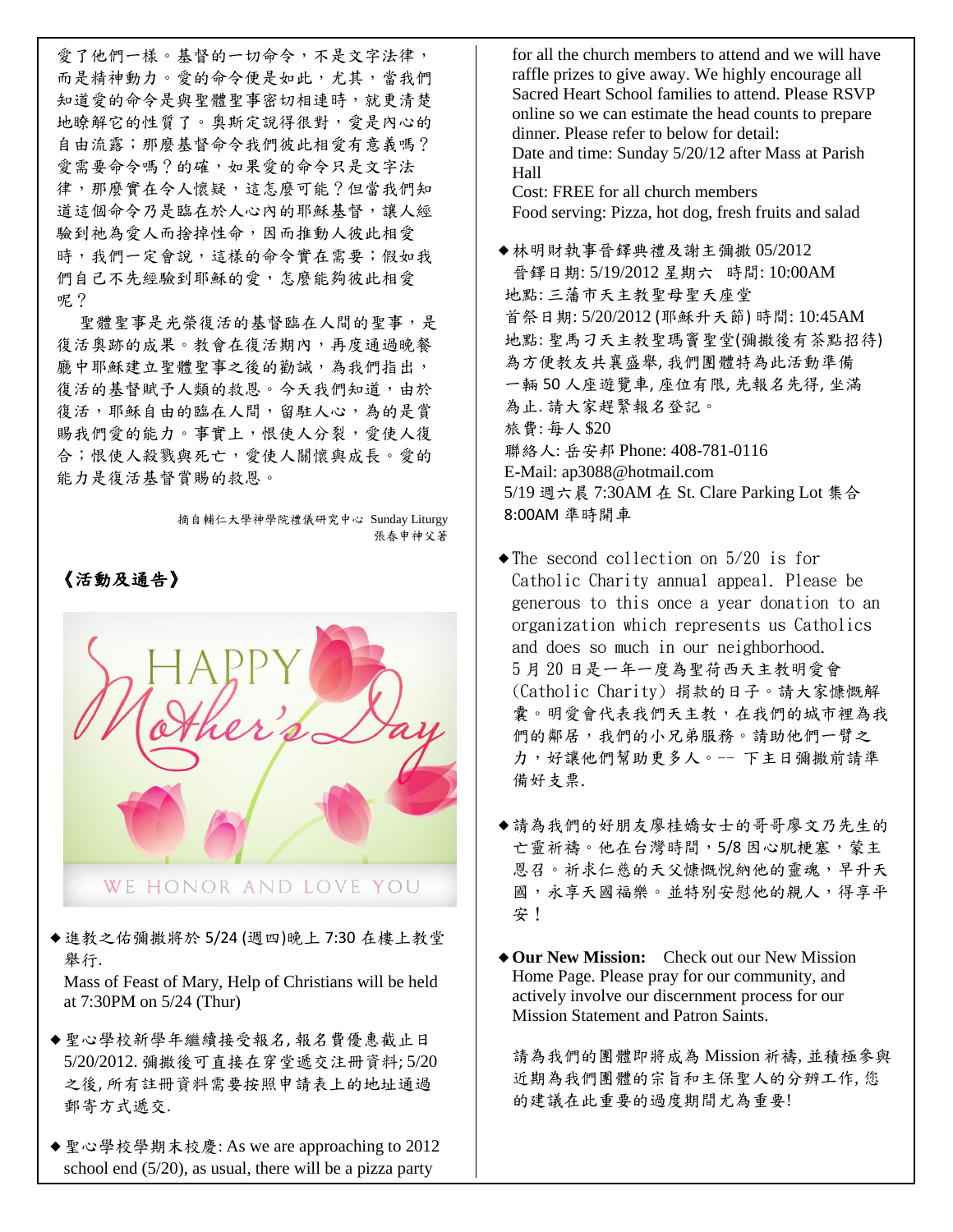愛了他們一樣。基督的一切命令，不是文字法律，而是精神動力。愛的命令便是如此，尤其，當我們知道愛的命令是與聖體聖事密切相連時，就更清楚地瞭解它的性質了。奧斯定說得很對，愛是內心的自由流露；那麼基督命令我們彼此相愛有意義嗎？愛需要命令嗎？的確，如果愛的命令只是文字法律，那麼實在令人懷疑，這怎麼可能？但當我們知道這個命令乃是臨在於人心內的耶穌基督，讓人經驗到祂為愛人而捨掉性命，因而推動人彼此相愛時，我們一定會說，這樣的命令實在需要；假如我們自己不先經驗到耶穌的愛，怎麼能夠彼此相愛呢？

聖體聖事是光榮復活的基督臨在人間的聖事，是復活奧跡的成果。教會在復活期內，再度通過晚餐廳中耶穌建立聖體聖事之後的勸誡，為我們指出，復活的基督賦予人類的救恩。今天我們知道，由於復活，耶穌自由的臨在人間，留駐人心，為的是賞賜我們愛的能力。事實上，恨使人分裂，愛使人復合；恨使人殺戮與死亡，愛使人關懷與成長。愛的能力是復活基督賞賜的救恩。

摘自輔仁大學神學院禮儀研究中心 Sunday Liturgy
張春申神父著

## 《活動及通告》

HAPPY Mother's Day
WE HONOR AND LOVE YOU

- 進教之佑彌撒將於 5/24 (週四)晚上 7:30 在樓上教堂舉行.
  Mass of Feast of Mary, Help of Christians will be held at 7:30PM on 5/24 (Thur)

- 聖心學校新學年繼續接受報名, 報名費優惠截止日 5/20/2012. 彌撒後可直接在穿堂遞交注冊資料; 5/20 之後, 所有註冊資料需要按照申請表上的地址通過郵寄方式遞交.

- 聖心學校學期末校慶: As we are approaching to 2012 school end (5/20), as usual, there will be a pizza party for all the church members to attend and we will have raffle prizes to give away. We highly encourage all Sacred Heart School families to attend. Please RSVP online so we can estimate the head counts to prepare dinner. Please refer to below for detail:
  Date and time: Sunday 5/20/12 after Mass at Parish Hall
  Cost: FREE for all church members
  Food serving: Pizza, hot dog, fresh fruits and salad

- 林明財執事晉鐸典禮及謝主彌撒 05/2012
  晉鐸日期: 5/19/2012 星期六 時間: 10:00AM
  地點: 三藩市天主教聖母聖天座堂
  首祭日期: 5/20/2012 (耶穌升天節) 時間: 10:45AM
  地點: 聖馬刁天主教聖瑪竇聖堂(彌撒後有茶點招待)
  為方便教友共襄盛舉, 我們團體特為此活動準備一輛 50 人座遊覽車, 座位有限, 先報名先得, 坐滿為止. 請大家趕緊報名登記。
  旅費: 每人 $20
  聯絡人: 岳安邦 Phone: 408-781-0116
  E-Mail: ap3088@hotmail.com
  5/19 週六晨 7:30AM 在 St. Clare Parking Lot 集合 8:00AM 準時開車

- The second collection on 5/20 is for Catholic Charity annual appeal. Please be generous to this once a year donation to an organization which represents us Catholics and does so much in our neighborhood.
  5 月 20 日是一年一度為聖荷西天主教明愛會 (Catholic Charity) 捐款的日子。請大家慷慨解囊。明愛會代表我們天主教，在我們的城市裡為我們的鄰居，我們的小兄弟服務。請助他們一臂之力，好讓他們幫助更多人。-- 下主日彌撒前請準備好支票.

- 請為我們的好朋友廖桂嬌女士的哥哥廖文乃先生的亡靈祈禱。他在台灣時間，5/8 因心肌梗塞，蒙主恩召。祈求仁慈的天父慷慨悅納他的靈魂，早升天國，永享天國福樂。並特別安慰他的親人，得享平安！

- **Our New Mission:** Check out our New Mission Home Page. Please pray for our community, and actively involve our discernment process for our Mission Statement and Patron Saints.

  請為我們的團體即將成為 Mission 祈禱, 並積極參與近期為我們團體的宗旨和主保聖人的分辨工作, 您的建議在此重要的過度期間尤為重要!